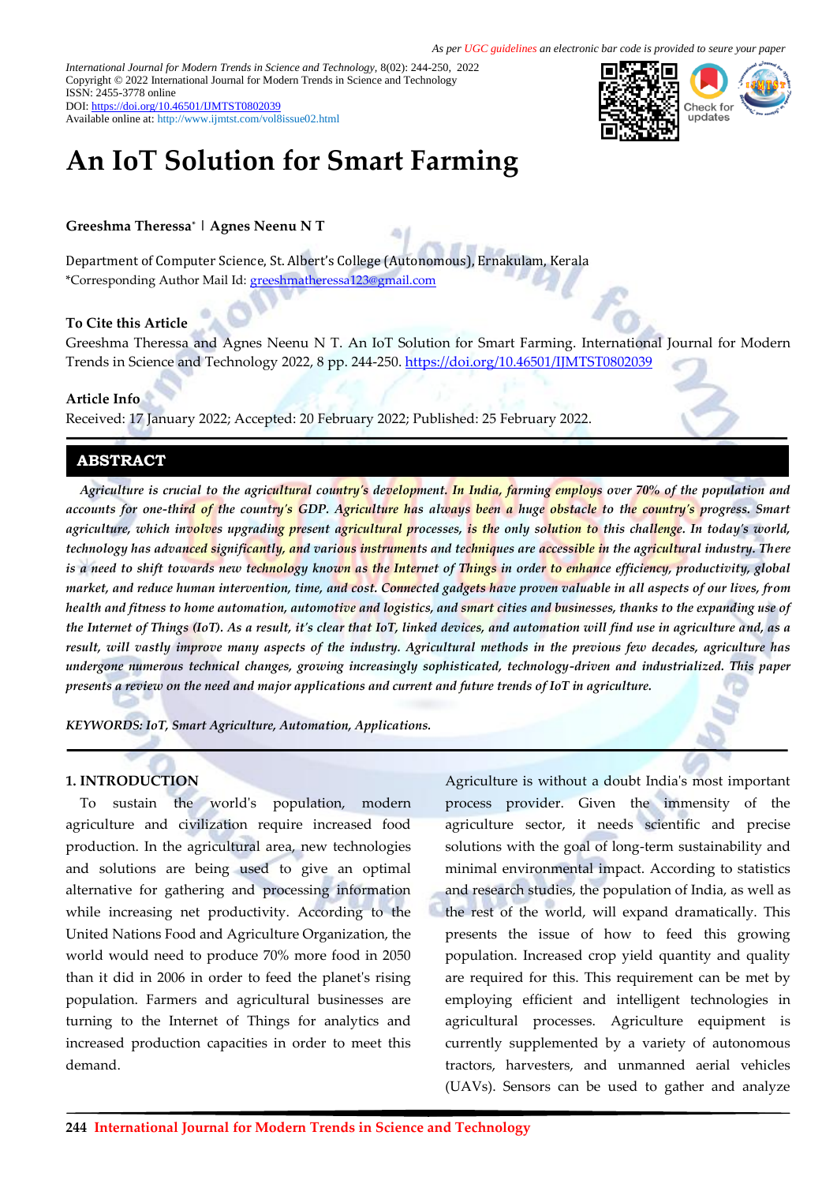*As per UGC guidelines an electronic bar code is provided to seure your paper*

*International Journal for Modern Trends in Science and Technology*, 8(02): 244-250, 2022
Copyright © 2022 International Journal for Modern Trends in Science and Technology
ISSN: 2455-3778 online
DOI: https://doi.org/10.46501/IJMTST0802039
Available online at: http://www.ijmtst.com/vol8issue02.html

# An IoT Solution for Smart Farming

**Greeshma Theressa* | Agnes Neenu N T**

Department of Computer Science, St. Albert's College (Autonomous), Ernakulam, Kerala
*Corresponding Author Mail Id: greeshmatheressa123@gmail.com

**To Cite this Article**
Greeshma Theressa and Agnes Neenu N T. An IoT Solution for Smart Farming. International Journal for Modern Trends in Science and Technology 2022, 8 pp. 244-250. https://doi.org/10.46501/IJMTST0802039

**Article Info**
Received: 17 January 2022; Accepted: 20 February 2022; Published: 25 February 2022.

## ABSTRACT

*Agriculture is crucial to the agricultural country's development. In India, farming employs over 70% of the population and accounts for one-third of the country's GDP. Agriculture has always been a huge obstacle to the country's progress. Smart agriculture, which involves upgrading present agricultural processes, is the only solution to this challenge. In today's world, technology has advanced significantly, and various instruments and techniques are accessible in the agricultural industry. There is a need to shift towards new technology known as the Internet of Things in order to enhance efficiency, productivity, global market, and reduce human intervention, time, and cost. Connected gadgets have proven valuable in all aspects of our lives, from health and fitness to home automation, automotive and logistics, and smart cities and businesses, thanks to the expanding use of the Internet of Things (IoT). As a result, it's clear that IoT, linked devices, and automation will find use in agriculture and, as a result, will vastly improve many aspects of the industry. Agricultural methods in the previous few decades, agriculture has undergone numerous technical changes, growing increasingly sophisticated, technology-driven and industrialized. This paper presents a review on the need and major applications and current and future trends of IoT in agriculture.*

*KEYWORDS: IoT, Smart Agriculture, Automation, Applications.*

## 1. INTRODUCTION

To sustain the world's population, modern agriculture and civilization require increased food production. In the agricultural area, new technologies and solutions are being used to give an optimal alternative for gathering and processing information while increasing net productivity. According to the United Nations Food and Agriculture Organization, the world would need to produce 70% more food in 2050 than it did in 2006 in order to feed the planet's rising population. Farmers and agricultural businesses are turning to the Internet of Things for analytics and increased production capacities in order to meet this demand.

Agriculture is without a doubt India's most important process provider. Given the immensity of the agriculture sector, it needs scientific and precise solutions with the goal of long-term sustainability and minimal environmental impact. According to statistics and research studies, the population of India, as well as the rest of the world, will expand dramatically. This presents the issue of how to feed this growing population. Increased crop yield quantity and quality are required for this. This requirement can be met by employing efficient and intelligent technologies in agricultural processes. Agriculture equipment is currently supplemented by a variety of autonomous tractors, harvesters, and unmanned aerial vehicles (UAVs). Sensors can be used to gather and analyze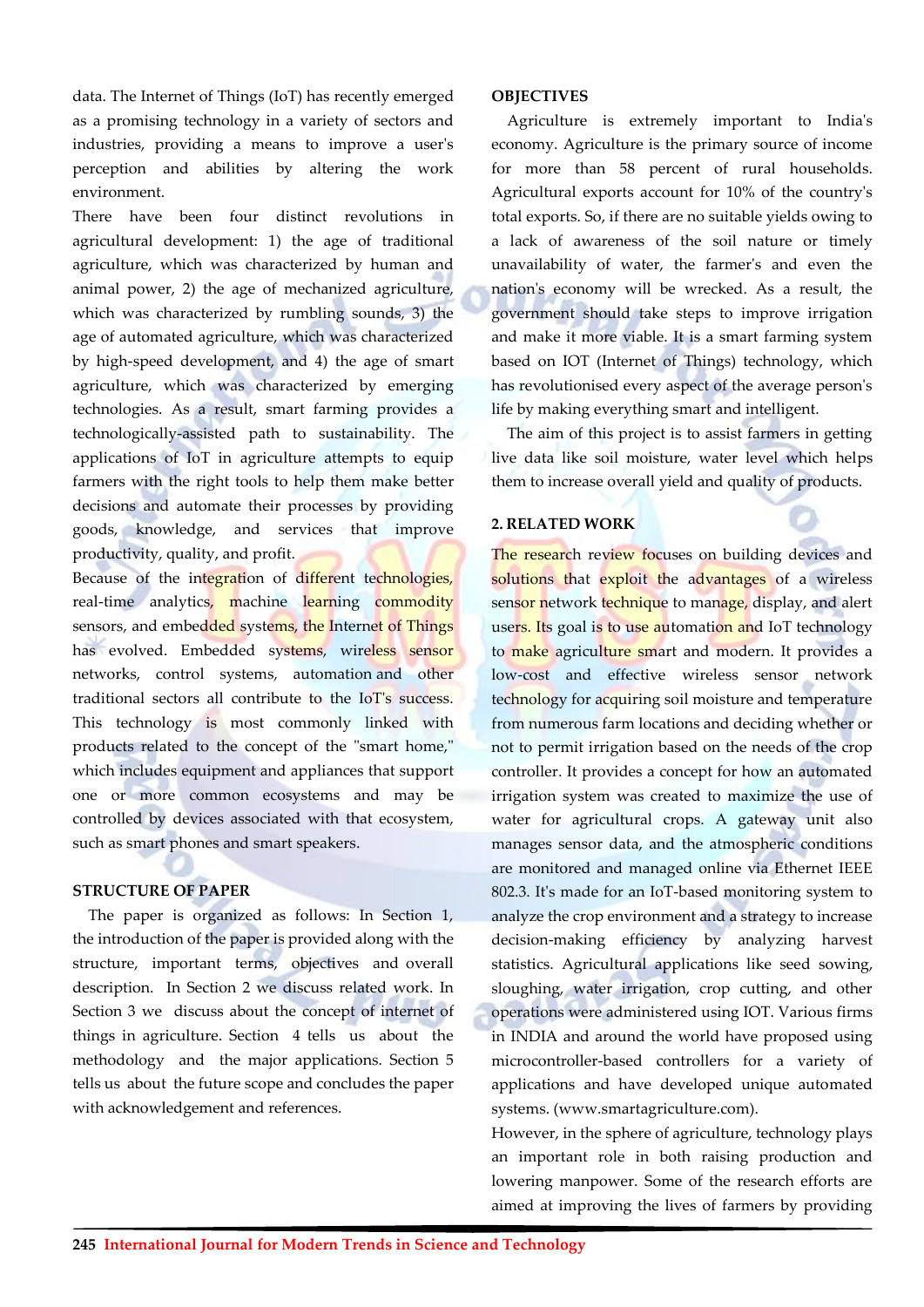data. The Internet of Things (IoT) has recently emerged as a promising technology in a variety of sectors and industries, providing a means to improve a user's perception and abilities by altering the work environment.

There have been four distinct revolutions in agricultural development: 1) the age of traditional agriculture, which was characterized by human and animal power, 2) the age of mechanized agriculture, which was characterized by rumbling sounds, 3) the age of automated agriculture, which was characterized by high-speed development, and 4) the age of smart agriculture, which was characterized by emerging technologies. As a result, smart farming provides a technologically-assisted path to sustainability. The applications of IoT in agriculture attempts to equip farmers with the right tools to help them make better decisions and automate their processes by providing goods, knowledge, and services that improve productivity, quality, and profit.

Because of the integration of different technologies, real-time analytics, machine learning commodity sensors, and embedded systems, the Internet of Things has evolved. Embedded systems, wireless sensor networks, control systems, automation and other traditional sectors all contribute to the IoT's success. This technology is most commonly linked with products related to the concept of the "smart home," which includes equipment and appliances that support one or more common ecosystems and may be controlled by devices associated with that ecosystem, such as smart phones and smart speakers.

## STRUCTURE OF PAPER

The paper is organized as follows: In Section 1, the introduction of the paper is provided along with the structure, important terms, objectives and overall description. In Section 2 we discuss related work. In Section 3 we discuss about the concept of internet of things in agriculture. Section 4 tells us about the methodology and the major applications. Section 5 tells us about the future scope and concludes the paper with acknowledgement and references.

## OBJECTIVES

Agriculture is extremely important to India's economy. Agriculture is the primary source of income for more than 58 percent of rural households. Agricultural exports account for 10% of the country's total exports. So, if there are no suitable yields owing to a lack of awareness of the soil nature or timely unavailability of water, the farmer's and even the nation's economy will be wrecked. As a result, the government should take steps to improve irrigation and make it more viable. It is a smart farming system based on IOT (Internet of Things) technology, which has revolutionised every aspect of the average person's life by making everything smart and intelligent.

The aim of this project is to assist farmers in getting live data like soil moisture, water level which helps them to increase overall yield and quality of products.

## 2. RELATED WORK

The research review focuses on building devices and solutions that exploit the advantages of a wireless sensor network technique to manage, display, and alert users. Its goal is to use automation and IoT technology to make agriculture smart and modern. It provides a low-cost and effective wireless sensor network technology for acquiring soil moisture and temperature from numerous farm locations and deciding whether or not to permit irrigation based on the needs of the crop controller. It provides a concept for how an automated irrigation system was created to maximize the use of water for agricultural crops. A gateway unit also manages sensor data, and the atmospheric conditions are monitored and managed online via Ethernet IEEE 802.3. It's made for an IoT-based monitoring system to analyze the crop environment and a strategy to increase decision-making efficiency by analyzing harvest statistics. Agricultural applications like seed sowing, sloughing, water irrigation, crop cutting, and other operations were administered using IOT. Various firms in INDIA and around the world have proposed using microcontroller-based controllers for a variety of applications and have developed unique automated systems. (www.smartagriculture.com).

However, in the sphere of agriculture, technology plays an important role in both raising production and lowering manpower. Some of the research efforts are aimed at improving the lives of farmers by providing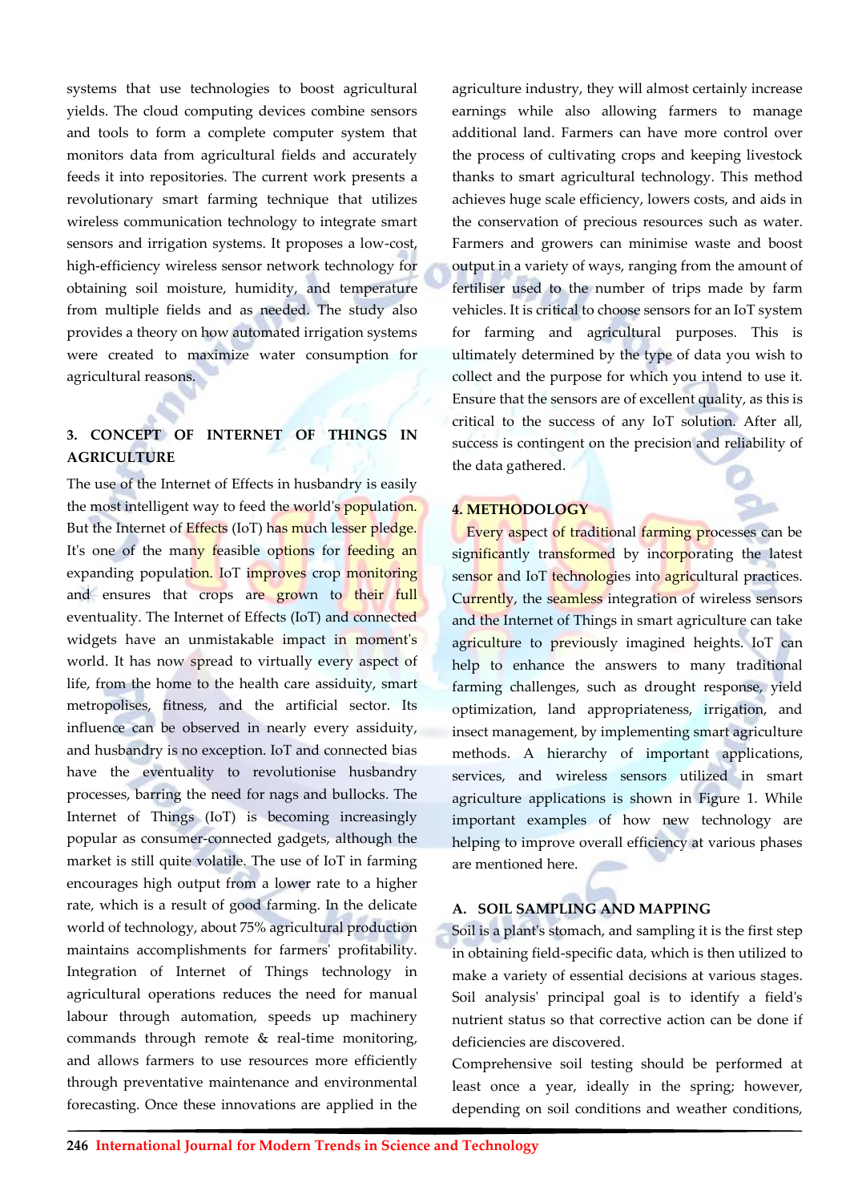systems that use technologies to boost agricultural yields. The cloud computing devices combine sensors and tools to form a complete computer system that monitors data from agricultural fields and accurately feeds it into repositories. The current work presents a revolutionary smart farming technique that utilizes wireless communication technology to integrate smart sensors and irrigation systems. It proposes a low-cost, high-efficiency wireless sensor network technology for obtaining soil moisture, humidity, and temperature from multiple fields and as needed. The study also provides a theory on how automated irrigation systems were created to maximize water consumption for agricultural reasons.

## 3. CONCEPT OF INTERNET OF THINGS IN AGRICULTURE

The use of the Internet of Effects in husbandry is easily the most intelligent way to feed the world's population. But the Internet of Effects (IoT) has much lesser pledge. It's one of the many feasible options for feeding an expanding population. IoT improves crop monitoring and ensures that crops are grown to their full eventuality. The Internet of Effects (IoT) and connected widgets have an unmistakable impact in moment's world. It has now spread to virtually every aspect of life, from the home to the health care assiduity, smart metropolises, fitness, and the artificial sector. Its influence can be observed in nearly every assiduity, and husbandry is no exception. IoT and connected bias have the eventuality to revolutionise husbandry processes, barring the need for nags and bullocks. The Internet of Things (IoT) is becoming increasingly popular as consumer-connected gadgets, although the market is still quite volatile. The use of IoT in farming encourages high output from a lower rate to a higher rate, which is a result of good farming. In the delicate world of technology, about 75% agricultural production maintains accomplishments for farmers' profitability. Integration of Internet of Things technology in agricultural operations reduces the need for manual labour through automation, speeds up machinery commands through remote & real-time monitoring, and allows farmers to use resources more efficiently through preventative maintenance and environmental forecasting. Once these innovations are applied in the agriculture industry, they will almost certainly increase earnings while also allowing farmers to manage additional land. Farmers can have more control over the process of cultivating crops and keeping livestock thanks to smart agricultural technology. This method achieves huge scale efficiency, lowers costs, and aids in the conservation of precious resources such as water. Farmers and growers can minimise waste and boost output in a variety of ways, ranging from the amount of fertiliser used to the number of trips made by farm vehicles. It is critical to choose sensors for an IoT system for farming and agricultural purposes. This is ultimately determined by the type of data you wish to collect and the purpose for which you intend to use it. Ensure that the sensors are of excellent quality, as this is critical to the success of any IoT solution. After all, success is contingent on the precision and reliability of the data gathered.

## 4. METHODOLOGY

Every aspect of traditional farming processes can be significantly transformed by incorporating the latest sensor and IoT technologies into agricultural practices. Currently, the seamless integration of wireless sensors and the Internet of Things in smart agriculture can take agriculture to previously imagined heights. IoT can help to enhance the answers to many traditional farming challenges, such as drought response, yield optimization, land appropriateness, irrigation, and insect management, by implementing smart agriculture methods. A hierarchy of important applications, services, and wireless sensors utilized in smart agriculture applications is shown in Figure 1. While important examples of how new technology are helping to improve overall efficiency at various phases are mentioned here.

### A. SOIL SAMPLING AND MAPPING

Soil is a plant's stomach, and sampling it is the first step in obtaining field-specific data, which is then utilized to make a variety of essential decisions at various stages. Soil analysis' principal goal is to identify a field's nutrient status so that corrective action can be done if deficiencies are discovered.

Comprehensive soil testing should be performed at least once a year, ideally in the spring; however, depending on soil conditions and weather conditions,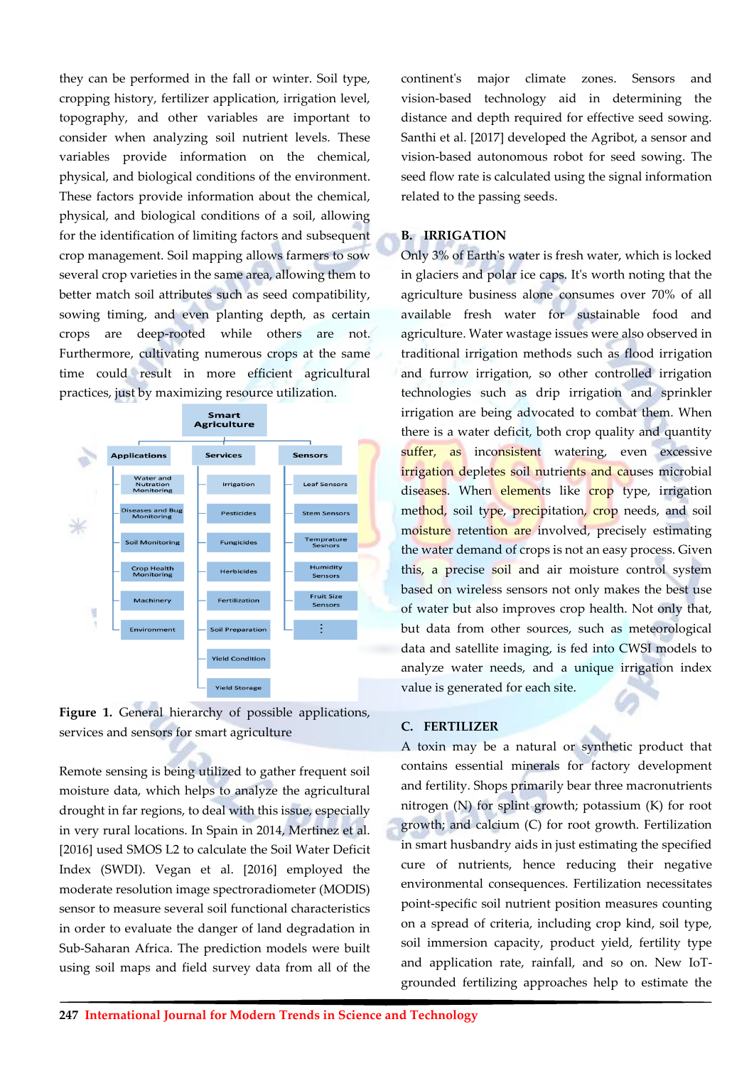they can be performed in the fall or winter. Soil type, cropping history, fertilizer application, irrigation level, topography, and other variables are important to consider when analyzing soil nutrient levels. These variables provide information on the chemical, physical, and biological conditions of the environment. These factors provide information about the chemical, physical, and biological conditions of a soil, allowing for the identification of limiting factors and subsequent crop management. Soil mapping allows farmers to sow several crop varieties in the same area, allowing them to better match soil attributes such as seed compatibility, sowing timing, and even planting depth, as certain crops are deep-rooted while others are not. Furthermore, cultivating numerous crops at the same time could result in more efficient agricultural practices, just by maximizing resource utilization.

Smart Agriculture

- Applications
  - Water and Nutration Monitoring
  - Diseases and Bug Monitoring
  - Soil Monitoring
  - Crop Health Monitoring
  - Machinery
  - Environment
- Services
  - Irrigation
  - Pesticides
  - Fungicides
  - Herbicides
  - Fertilization
  - Soil Preparation
  - Yield Condition
  - Yield Storage
- Sensors
  - Leaf Sensors
  - Stem Sensors
  - Temprature Sensors
  - Humidity Sensors
  - Fruit Size Sensors
  - ⋮

**Figure 1.** General hierarchy of possible applications, services and sensors for smart agriculture

Remote sensing is being utilized to gather frequent soil moisture data, which helps to analyze the agricultural drought in far regions, to deal with this issue, especially in very rural locations. In Spain in 2014, Mertinez et al. [2016] used SMOS L2 to calculate the Soil Water Deficit Index (SWDI). Vegan et al. [2016] employed the moderate resolution image spectroradiometer (MODIS) sensor to measure several soil functional characteristics in order to evaluate the danger of land degradation in Sub-Saharan Africa. The prediction models were built using soil maps and field survey data from all of the continent's major climate zones. Sensors and vision-based technology aid in determining the distance and depth required for effective seed sowing. Santhi et al. [2017] developed the Agribot, a sensor and vision-based autonomous robot for seed sowing. The seed flow rate is calculated using the signal information related to the passing seeds.

## B. IRRIGATION

Only 3% of Earth's water is fresh water, which is locked in glaciers and polar ice caps. It's worth noting that the agriculture business alone consumes over 70% of all available fresh water for sustainable food and agriculture. Water wastage issues were also observed in traditional irrigation methods such as flood irrigation and furrow irrigation, so other controlled irrigation technologies such as drip irrigation and sprinkler irrigation are being advocated to combat them. When there is a water deficit, both crop quality and quantity suffer, as inconsistent watering, even excessive irrigation depletes soil nutrients and causes microbial diseases. When elements like crop type, irrigation method, soil type, precipitation, crop needs, and soil moisture retention are involved, precisely estimating the water demand of crops is not an easy process. Given this, a precise soil and air moisture control system based on wireless sensors not only makes the best use of water but also improves crop health. Not only that, but data from other sources, such as meteorological data and satellite imaging, is fed into CWSI models to analyze water needs, and a unique irrigation index value is generated for each site.

## C. FERTILIZER

A toxin may be a natural or synthetic product that contains essential minerals for factory development and fertility. Shops primarily bear three macronutrients nitrogen (N) for splint growth; potassium (K) for root growth; and calcium (C) for root growth. Fertilization in smart husbandry aids in just estimating the specified cure of nutrients, hence reducing their negative environmental consequences. Fertilization necessitates point-specific soil nutrient position measures counting on a spread of criteria, including crop kind, soil type, soil immersion capacity, product yield, fertility type and application rate, rainfall, and so on. New IoT-grounded fertilizing approaches help to estimate the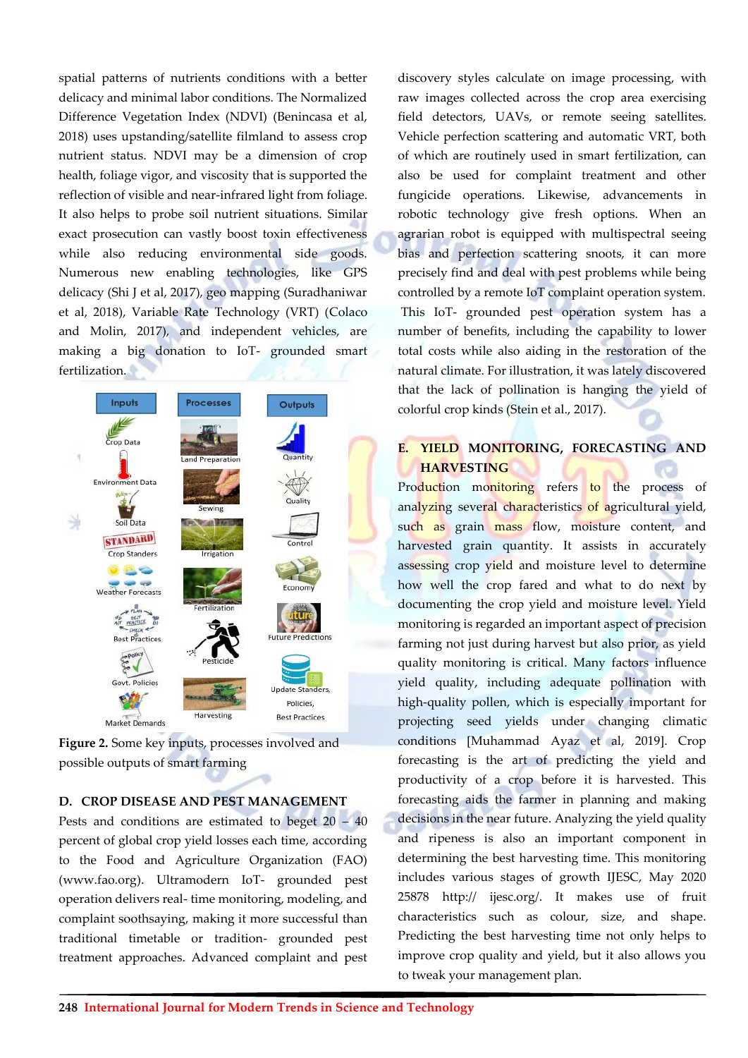spatial patterns of nutrients conditions with a better delicacy and minimal labor conditions. The Normalized Difference Vegetation Index (NDVI) (Benincasa et al, 2018) uses upstanding/satellite filmland to assess crop nutrient status. NDVI may be a dimension of crop health, foliage vigor, and viscosity that is supported the reflection of visible and near-infrared light from foliage. It also helps to probe soil nutrient situations. Similar exact prosecution can vastly boost toxin effectiveness while also reducing environmental side goods. Numerous new enabling technologies, like GPS delicacy (Shi J et al, 2017), geo mapping (Suradhaniwar et al, 2018), Variable Rate Technology (VRT) (Colaco and Molin, 2017), and independent vehicles, are making a big donation to IoT- grounded smart fertilization.

Figure 2. Some key inputs, processes involved and possible outputs of smart farming

## D. CROP DISEASE AND PEST MANAGEMENT

Pests and conditions are estimated to beget 20 – 40 percent of global crop yield losses each time, according to the Food and Agriculture Organization (FAO) (www.fao.org). Ultramodern IoT- grounded pest operation delivers real- time monitoring, modeling, and complaint soothsaying, making it more successful than traditional timetable or tradition- grounded pest treatment approaches. Advanced complaint and pest discovery styles calculate on image processing, with raw images collected across the crop area exercising field detectors, UAVs, or remote seeing satellites. Vehicle perfection scattering and automatic VRT, both of which are routinely used in smart fertilization, can also be used for complaint treatment and other fungicide operations. Likewise, advancements in robotic technology give fresh options. When an agrarian robot is equipped with multispectral seeing bias and perfection scattering snoots, it can more precisely find and deal with pest problems while being controlled by a remote IoT complaint operation system. This IoT- grounded pest operation system has a number of benefits, including the capability to lower total costs while also aiding in the restoration of the natural climate. For illustration, it was lately discovered that the lack of pollination is hanging the yield of colorful crop kinds (Stein et al., 2017).

## E. YIELD MONITORING, FORECASTING AND HARVESTING

Production monitoring refers to the process of analyzing several characteristics of agricultural yield, such as grain mass flow, moisture content, and harvested grain quantity. It assists in accurately assessing crop yield and moisture level to determine how well the crop fared and what to do next by documenting the crop yield and moisture level. Yield monitoring is regarded an important aspect of precision farming not just during harvest but also prior, as yield quality monitoring is critical. Many factors influence yield quality, including adequate pollination with high-quality pollen, which is especially important for projecting seed yields under changing climatic conditions [Muhammad Ayaz et al, 2019]. Crop forecasting is the art of predicting the yield and productivity of a crop before it is harvested. This forecasting aids the farmer in planning and making decisions in the near future. Analyzing the yield quality and ripeness is also an important component in determining the best harvesting time. This monitoring includes various stages of growth IJESC, May 2020 25878 http:// ijesc.org/. It makes use of fruit characteristics such as colour, size, and shape. Predicting the best harvesting time not only helps to improve crop quality and yield, but it also allows you to tweak your management plan.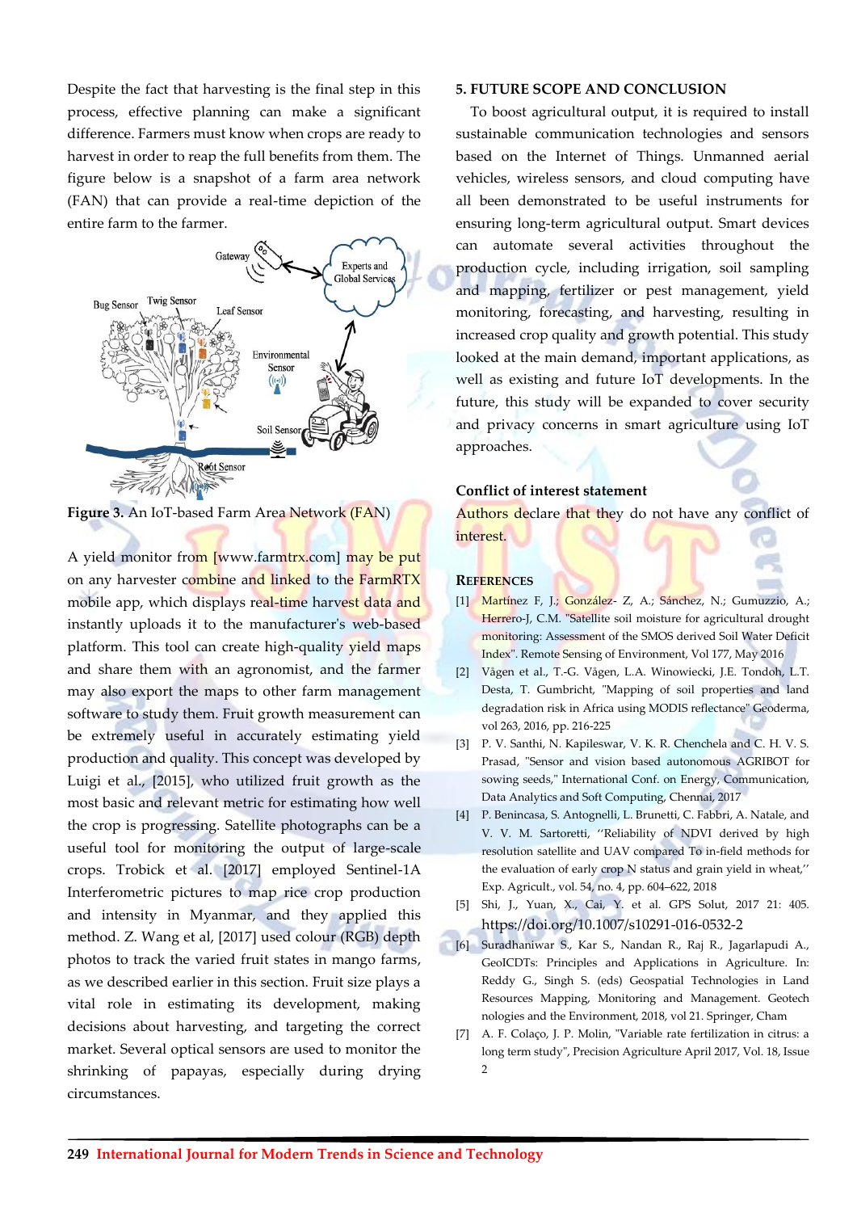Despite the fact that harvesting is the final step in this process, effective planning can make a significant difference. Farmers must know when crops are ready to harvest in order to reap the full benefits from them. The figure below is a snapshot of a farm area network (FAN) that can provide a real-time depiction of the entire farm to the farmer.

**Figure 3.** An IoT-based Farm Area Network (FAN)

A yield monitor from [www.farmtrx.com] may be put on any harvester combine and linked to the FarmRTX mobile app, which displays real-time harvest data and instantly uploads it to the manufacturer's web-based platform. This tool can create high-quality yield maps and share them with an agronomist, and the farmer may also export the maps to other farm management software to study them. Fruit growth measurement can be extremely useful in accurately estimating yield production and quality. This concept was developed by Luigi et al., [2015], who utilized fruit growth as the most basic and relevant metric for estimating how well the crop is progressing. Satellite photographs can be a useful tool for monitoring the output of large-scale crops. Trobick et al. [2017] employed Sentinel-1A Interferometric pictures to map rice crop production and intensity in Myanmar, and they applied this method. Z. Wang et al, [2017] used colour (RGB) depth photos to track the varied fruit states in mango farms, as we described earlier in this section. Fruit size plays a vital role in estimating its development, making decisions about harvesting, and targeting the correct market. Several optical sensors are used to monitor the shrinking of papayas, especially during drying circumstances.

## 5. FUTURE SCOPE AND CONCLUSION

To boost agricultural output, it is required to install sustainable communication technologies and sensors based on the Internet of Things. Unmanned aerial vehicles, wireless sensors, and cloud computing have all been demonstrated to be useful instruments for ensuring long-term agricultural output. Smart devices can automate several activities throughout the production cycle, including irrigation, soil sampling and mapping, fertilizer or pest management, yield monitoring, forecasting, and harvesting, resulting in increased crop quality and growth potential. This study looked at the main demand, important applications, as well as existing and future IoT developments. In the future, this study will be expanded to cover security and privacy concerns in smart agriculture using IoT approaches.

### Conflict of interest statement

Authors declare that they do not have any conflict of interest.

## REFERENCES

[1] Martínez F, J.; González- Z, A.; Sánchez, N.; Gumuzzio, A.; Herrero-J, C.M. "Satellite soil moisture for agricultural drought monitoring: Assessment of the SMOS derived Soil Water Deficit Index". Remote Sensing of Environment, Vol 177, May 2016

[2] Vågen et al., T.-G. Vågen, L.A. Winowiecki, J.E. Tondoh, L.T. Desta, T. Gumbricht, "Mapping of soil properties and land degradation risk in Africa using MODIS reflectance" Geoderma, vol 263, 2016, pp. 216-225

[3] P. V. Santhi, N. Kapileswar, V. K. R. Chenchela and C. H. V. S. Prasad, "Sensor and vision based autonomous AGRIBOT for sowing seeds," International Conf. on Energy, Communication, Data Analytics and Soft Computing, Chennai, 2017

[4] P. Benincasa, S. Antognelli, L. Brunetti, C. Fabbri, A. Natale, and V. V. M. Sartoretti, "Reliability of NDVI derived by high resolution satellite and UAV compared To in-field methods for the evaluation of early crop N status and grain yield in wheat," Exp. Agricult., vol. 54, no. 4, pp. 604–622, 2018

[5] Shi, J., Yuan, X., Cai, Y. et al. GPS Solut, 2017 21: 405. https://doi.org/10.1007/s10291-016-0532-2

[6] Suradhaniwar S., Kar S., Nandan R., Raj R., Jagarlapudi A., GeoICDTs: Principles and Applications in Agriculture. In: Reddy G., Singh S. (eds) Geospatial Technologies in Land Resources Mapping, Monitoring and Management. Geotech nologies and the Environment, 2018, vol 21. Springer, Cham

[7] A. F. Colaço, J. P. Molin, "Variable rate fertilization in citrus: a long term study", Precision Agriculture April 2017, Vol. 18, Issue 2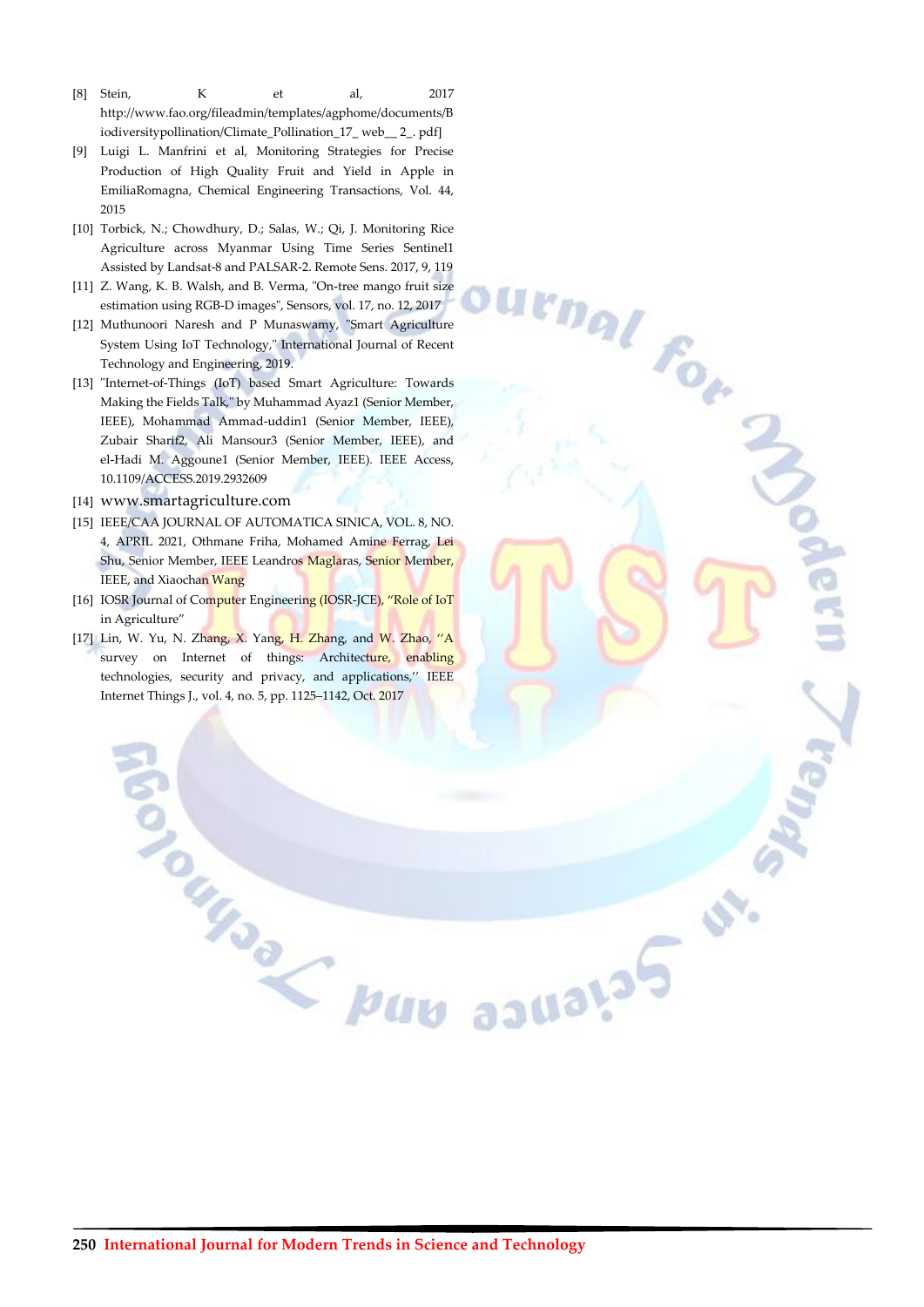[8] Stein, K et al, 2017 http://www.fao.org/fileadmin/templates/agphome/documents/Biodiversitypollination/Climate_Pollination_17_ web__ 2_. pdf]

[9] Luigi L. Manfrini et al, Monitoring Strategies for Precise Production of High Quality Fruit and Yield in Apple in EmiliaRomagna, Chemical Engineering Transactions, Vol. 44, 2015

[10] Torbick, N.; Chowdhury, D.; Salas, W.; Qi, J. Monitoring Rice Agriculture across Myanmar Using Time Series Sentinel1 Assisted by Landsat-8 and PALSAR-2. Remote Sens. 2017, 9, 119

[11] Z. Wang, K. B. Walsh, and B. Verma, "On-tree mango fruit size estimation using RGB-D images", Sensors, vol. 17, no. 12, 2017

[12] Muthunoori Naresh and P Munaswamy, "Smart Agriculture System Using IoT Technology," International Journal of Recent Technology and Engineering, 2019.

[13] "Internet-of-Things (IoT) based Smart Agriculture: Towards Making the Fields Talk," by Muhammad Ayaz1 (Senior Member, IEEE), Mohammad Ammad-uddin1 (Senior Member, IEEE), Zubair Sharif2, Ali Mansour3 (Senior Member, IEEE), and el-Hadi M. Aggoune1 (Senior Member, IEEE). IEEE Access, 10.1109/ACCESS.2019.2932609

[14] www.smartagriculture.com

[15] IEEE/CAA JOURNAL OF AUTOMATICA SINICA, VOL. 8, NO. 4, APRIL 2021, Othmane Friha, Mohamed Amine Ferrag, Lei Shu, Senior Member, IEEE Leandros Maglaras, Senior Member, IEEE, and Xiaochan Wang

[16] IOSR Journal of Computer Engineering (IOSR-JCE), "Role of IoT in Agriculture"

[17] Lin, W. Yu, N. Zhang, X. Yang, H. Zhang, and W. Zhao, ''A survey on Internet of things: Architecture, enabling technologies, security and privacy, and applications,'' IEEE Internet Things J., vol. 4, no. 5, pp. 1125–1142, Oct. 2017